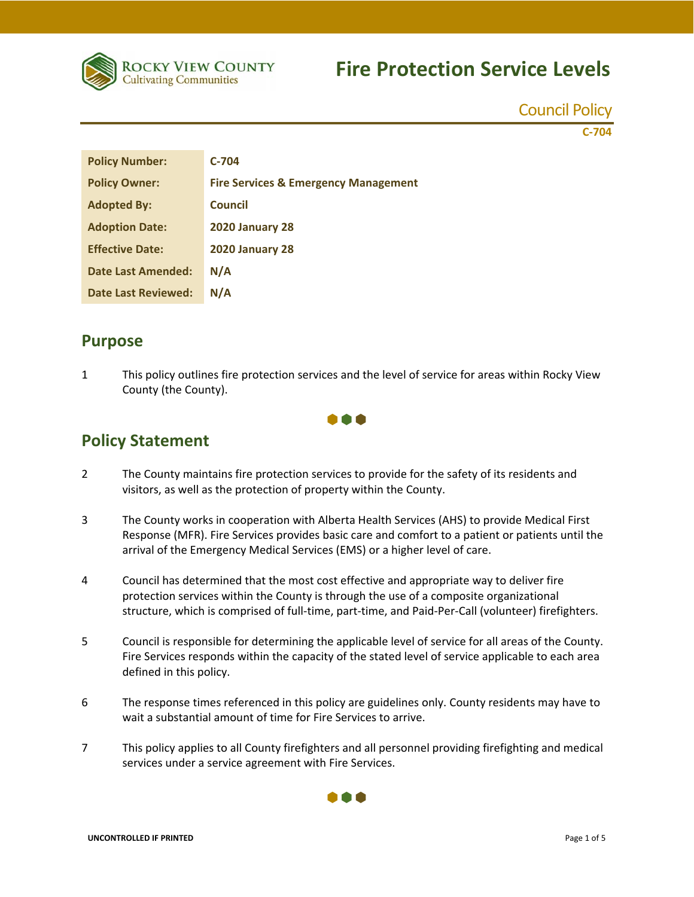# Fire Protection Service Levels

Council Policy

C-704

| Policy Number: | C-704 |
|---|---|
| Policy Owner: | Fire Services & Emergency Management |
| Adopted By: | Council |
| Adoption Date: | 2020 January 28 |
| Effective Date: | 2020 January 28 |
| Date Last Amended: | N/A |
| Date Last Reviewed: | N/A |

## Purpose

1 This policy outlines fire protection services and the level of service for areas within Rocky View County (the County).

## Policy Statement

2 The County maintains fire protection services to provide for the safety of its residents and visitors, as well as the protection of property within the County.

3 The County works in cooperation with Alberta Health Services (AHS) to provide Medical First Response (MFR). Fire Services provides basic care and comfort to a patient or patients until the arrival of the Emergency Medical Services (EMS) or a higher level of care.

4 Council has determined that the most cost effective and appropriate way to deliver fire protection services within the County is through the use of a composite organizational structure, which is comprised of full-time, part-time, and Paid-Per-Call (volunteer) firefighters.

5 Council is responsible for determining the applicable level of service for all areas of the County. Fire Services responds within the capacity of the stated level of service applicable to each area defined in this policy.

6 The response times referenced in this policy are guidelines only. County residents may have to wait a substantial amount of time for Fire Services to arrive.

7 This policy applies to all County firefighters and all personnel providing firefighting and medical services under a service agreement with Fire Services.

UNCONTROLLED IF PRINTED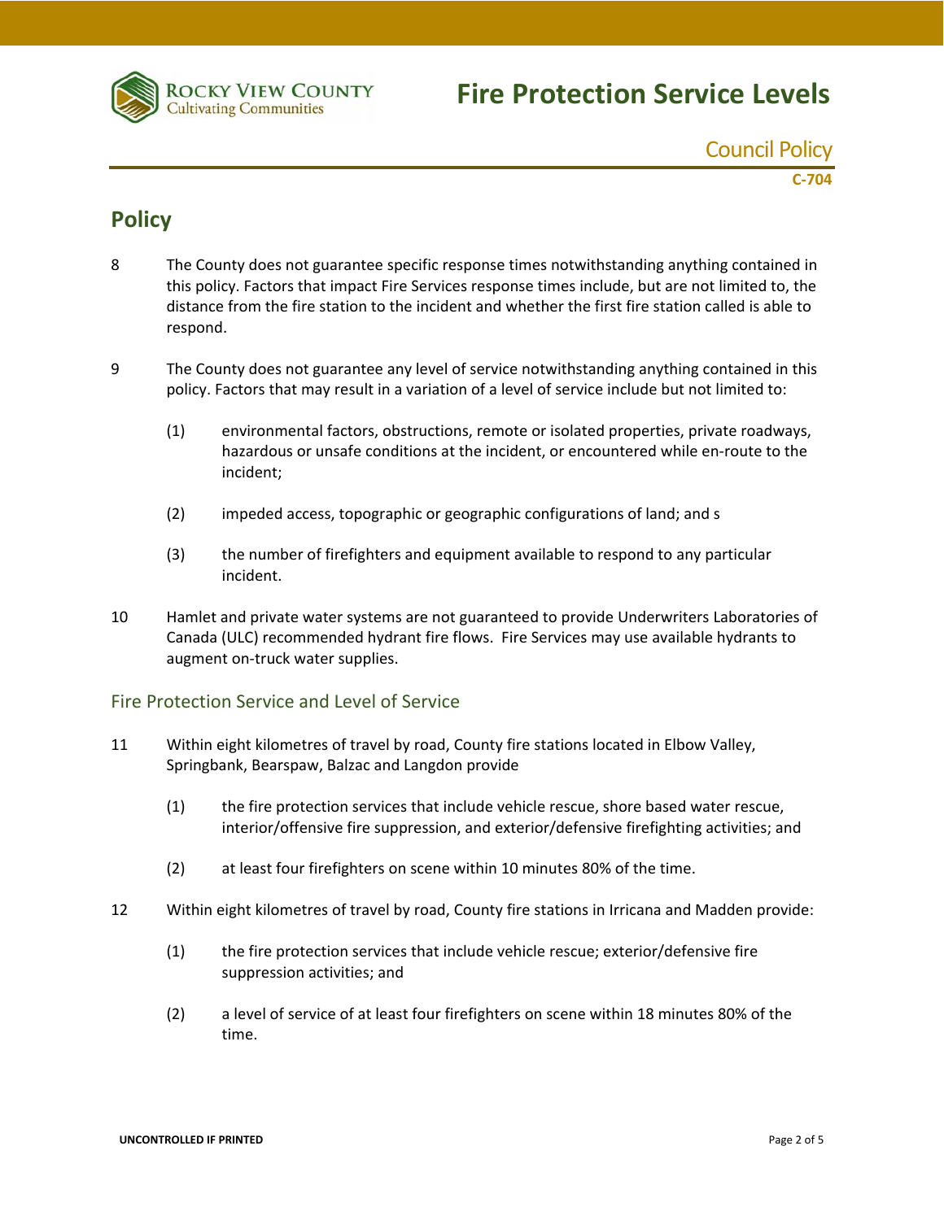## Policy

8 The County does not guarantee specific response times notwithstanding anything contained in this policy. Factors that impact Fire Services response times include, but are not limited to, the distance from the fire station to the incident and whether the first fire station called is able to respond.

9 The County does not guarantee any level of service notwithstanding anything contained in this policy. Factors that may result in a variation of a level of service include but not limited to:

(1) environmental factors, obstructions, remote or isolated properties, private roadways, hazardous or unsafe conditions at the incident, or encountered while en-route to the incident;

(2) impeded access, topographic or geographic configurations of land; and s

(3) the number of firefighters and equipment available to respond to any particular incident.

10 Hamlet and private water systems are not guaranteed to provide Underwriters Laboratories of Canada (ULC) recommended hydrant fire flows. Fire Services may use available hydrants to augment on-truck water supplies.

### Fire Protection Service and Level of Service

11 Within eight kilometres of travel by road, County fire stations located in Elbow Valley, Springbank, Bearspaw, Balzac and Langdon provide

(1) the fire protection services that include vehicle rescue, shore based water rescue, interior/offensive fire suppression, and exterior/defensive firefighting activities; and

(2) at least four firefighters on scene within 10 minutes 80% of the time.

12 Within eight kilometres of travel by road, County fire stations in Irricana and Madden provide:

(1) the fire protection services that include vehicle rescue; exterior/defensive fire suppression activities; and

(2) a level of service of at least four firefighters on scene within 18 minutes 80% of the time.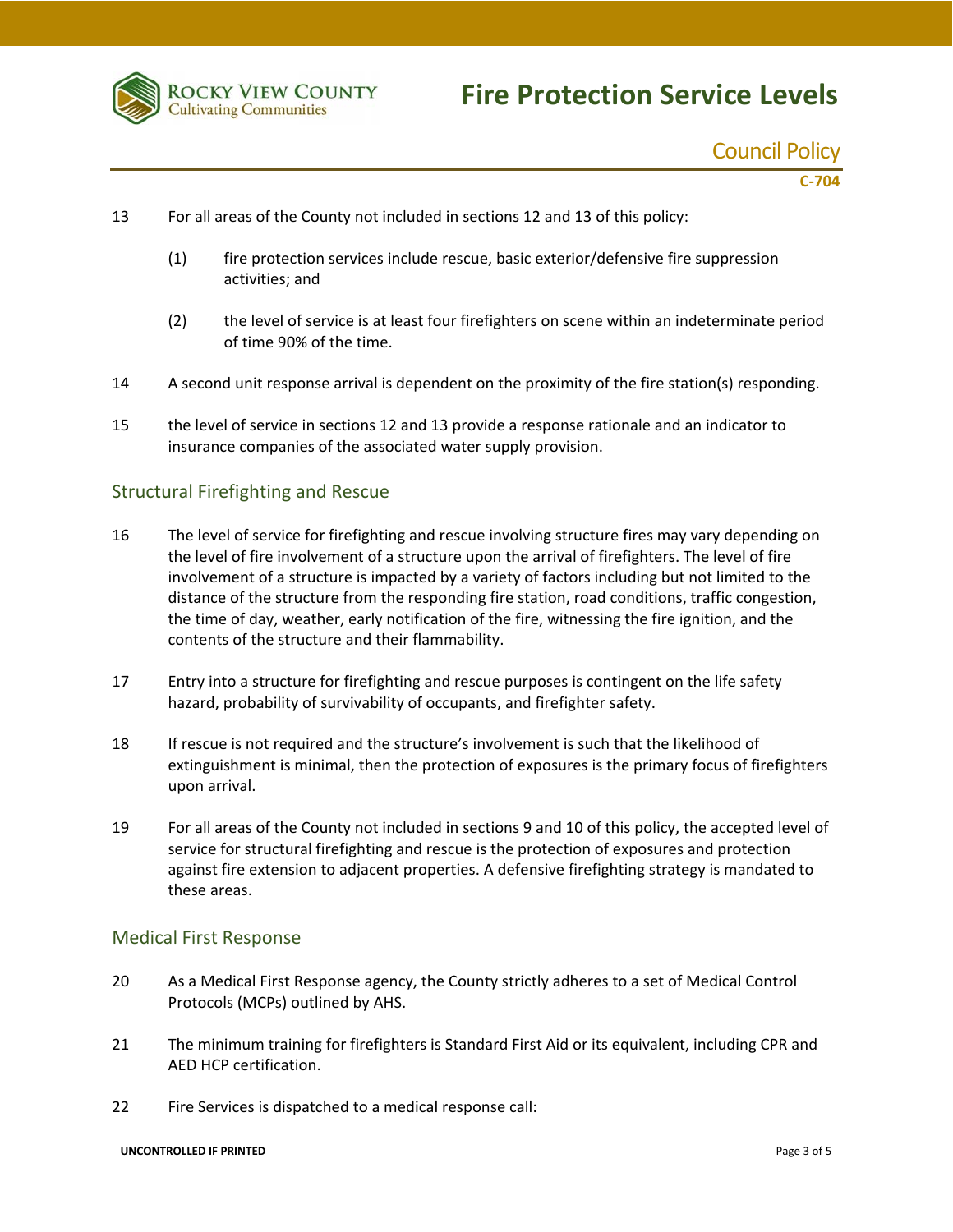13 For all areas of the County not included in sections 12 and 13 of this policy:

(1) fire protection services include rescue, basic exterior/defensive fire suppression activities; and

(2) the level of service is at least four firefighters on scene within an indeterminate period of time 90% of the time.

14 A second unit response arrival is dependent on the proximity of the fire station(s) responding.

15 the level of service in sections 12 and 13 provide a response rationale and an indicator to insurance companies of the associated water supply provision.

## Structural Firefighting and Rescue

16 The level of service for firefighting and rescue involving structure fires may vary depending on the level of fire involvement of a structure upon the arrival of firefighters. The level of fire involvement of a structure is impacted by a variety of factors including but not limited to the distance of the structure from the responding fire station, road conditions, traffic congestion, the time of day, weather, early notification of the fire, witnessing the fire ignition, and the contents of the structure and their flammability.

17 Entry into a structure for firefighting and rescue purposes is contingent on the life safety hazard, probability of survivability of occupants, and firefighter safety.

18 If rescue is not required and the structure's involvement is such that the likelihood of extinguishment is minimal, then the protection of exposures is the primary focus of firefighters upon arrival.

19 For all areas of the County not included in sections 9 and 10 of this policy, the accepted level of service for structural firefighting and rescue is the protection of exposures and protection against fire extension to adjacent properties. A defensive firefighting strategy is mandated to these areas.

## Medical First Response

20 As a Medical First Response agency, the County strictly adheres to a set of Medical Control Protocols (MCPs) outlined by AHS.

21 The minimum training for firefighters is Standard First Aid or its equivalent, including CPR and AED HCP certification.

22 Fire Services is dispatched to a medical response call: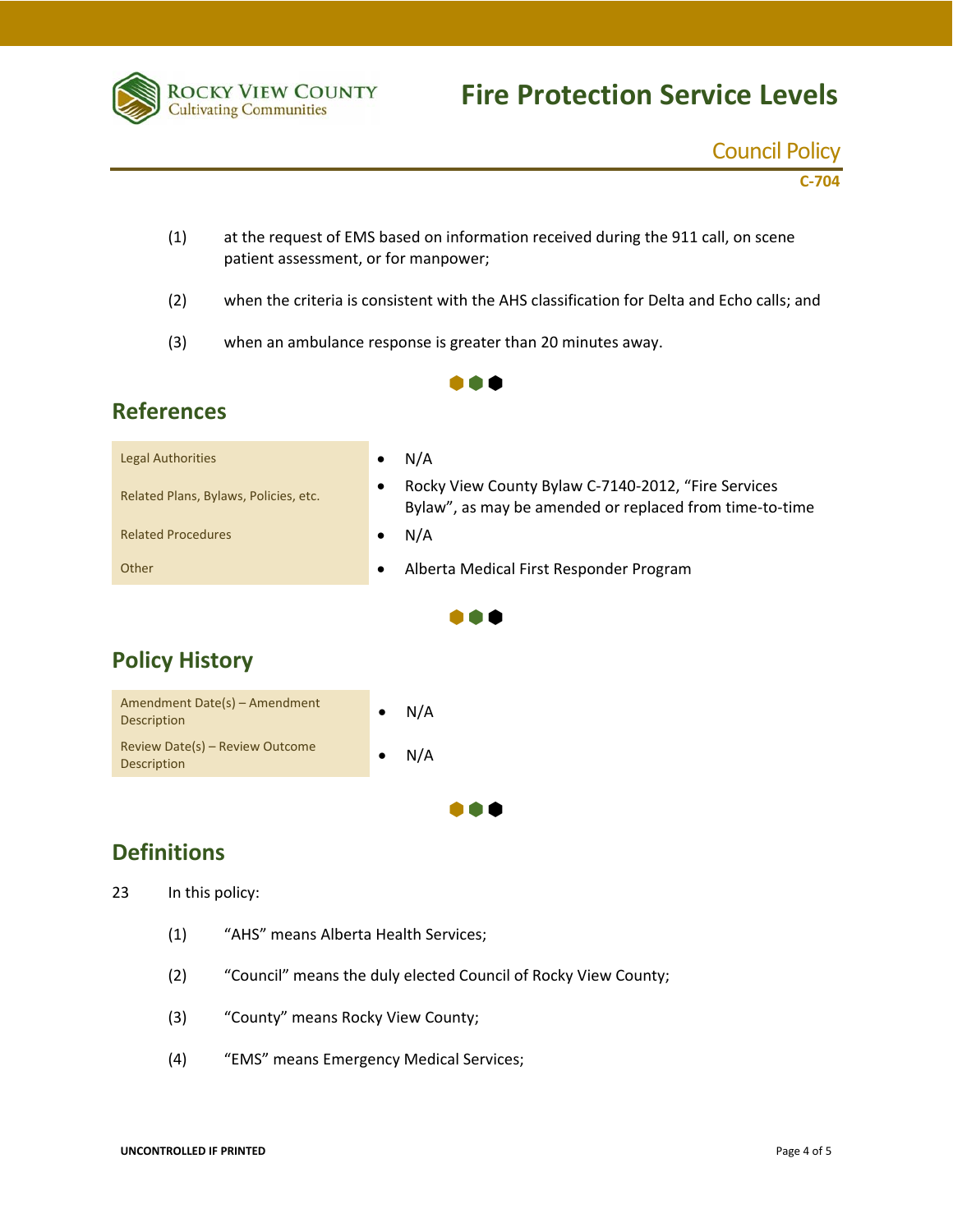(1) at the request of EMS based on information received during the 911 call, on scene patient assessment, or for manpower;

(2) when the criteria is consistent with the AHS classification for Delta and Echo calls; and

(3) when an ambulance response is greater than 20 minutes away.

## References

| | |
|---|---|
| Legal Authorities | • N/A |
| Related Plans, Bylaws, Policies, etc. | • Rocky View County Bylaw C-7140-2012, “Fire Services Bylaw”, as may be amended or replaced from time-to-time |
| Related Procedures | • N/A |
| Other | • Alberta Medical First Responder Program |

## Policy History

| | |
|---|---|
| Amendment Date(s) – Amendment Description | • N/A |
| Review Date(s) – Review Outcome Description | • N/A |

## Definitions

23 In this policy:

(1) “AHS” means Alberta Health Services;

(2) “Council” means the duly elected Council of Rocky View County;

(3) “County” means Rocky View County;

(4) “EMS” means Emergency Medical Services;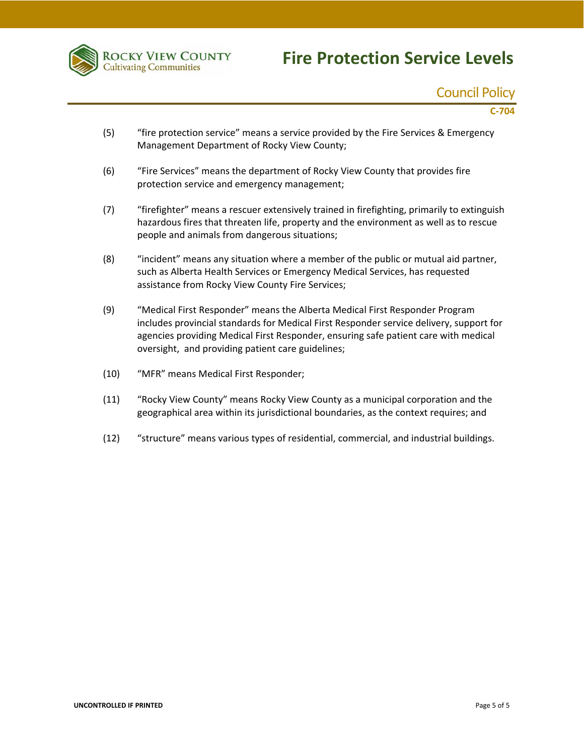(5) "fire protection service" means a service provided by the Fire Services & Emergency Management Department of Rocky View County;

(6) "Fire Services" means the department of Rocky View County that provides fire protection service and emergency management;

(7) "firefighter" means a rescuer extensively trained in firefighting, primarily to extinguish hazardous fires that threaten life, property and the environment as well as to rescue people and animals from dangerous situations;

(8) "incident" means any situation where a member of the public or mutual aid partner, such as Alberta Health Services or Emergency Medical Services, has requested assistance from Rocky View County Fire Services;

(9) "Medical First Responder" means the Alberta Medical First Responder Program includes provincial standards for Medical First Responder service delivery, support for agencies providing Medical First Responder, ensuring safe patient care with medical oversight, and providing patient care guidelines;

(10) "MFR" means Medical First Responder;

(11) "Rocky View County" means Rocky View County as a municipal corporation and the geographical area within its jurisdictional boundaries, as the context requires; and

(12) "structure" means various types of residential, commercial, and industrial buildings.